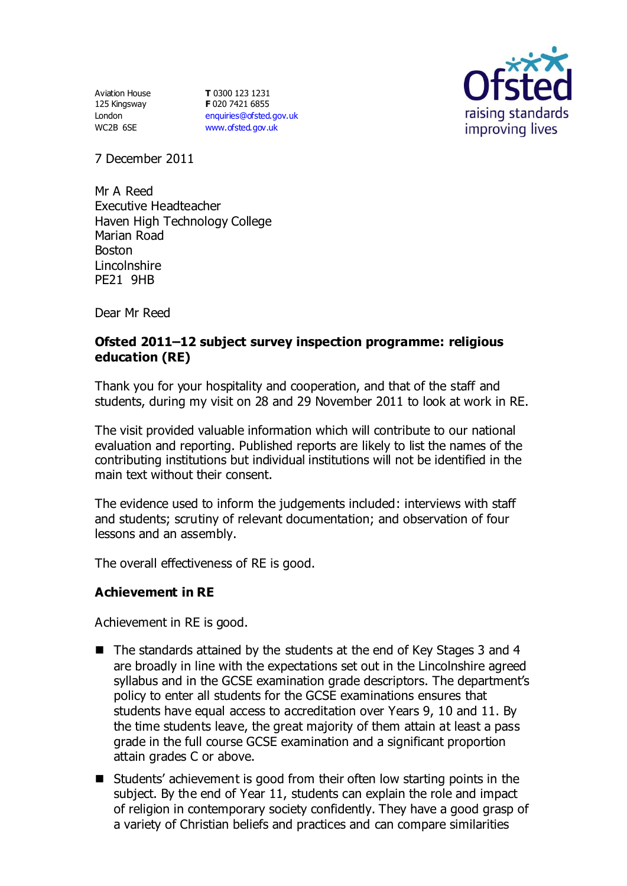Aviation House
125 Kingsway
London
WC2B 6SE

**T** 0300 123 1231
**F** 020 7421 6855
enquiries@ofsted.gov.uk
www.ofsted.gov.uk

Ofsted
raising standards
improving lives

7 December 2011

Mr A Reed
Executive Headteacher
Haven High Technology College
Marian Road
Boston
Lincolnshire
PE21 9HB

Dear Mr Reed

**Ofsted 2011–12 subject survey inspection programme: religious education (RE)**

Thank you for your hospitality and cooperation, and that of the staff and students, during my visit on 28 and 29 November 2011 to look at work in RE.

The visit provided valuable information which will contribute to our national evaluation and reporting. Published reports are likely to list the names of the contributing institutions but individual institutions will not be identified in the main text without their consent.

The evidence used to inform the judgements included: interviews with staff and students; scrutiny of relevant documentation; and observation of four lessons and an assembly.

The overall effectiveness of RE is good.

## Achievement in RE

Achievement in RE is good.

- The standards attained by the students at the end of Key Stages 3 and 4 are broadly in line with the expectations set out in the Lincolnshire agreed syllabus and in the GCSE examination grade descriptors. The department's policy to enter all students for the GCSE examinations ensures that students have equal access to accreditation over Years 9, 10 and 11. By the time students leave, the great majority of them attain at least a pass grade in the full course GCSE examination and a significant proportion attain grades C or above.
- Students' achievement is good from their often low starting points in the subject. By the end of Year 11, students can explain the role and impact of religion in contemporary society confidently. They have a good grasp of a variety of Christian beliefs and practices and can compare similarities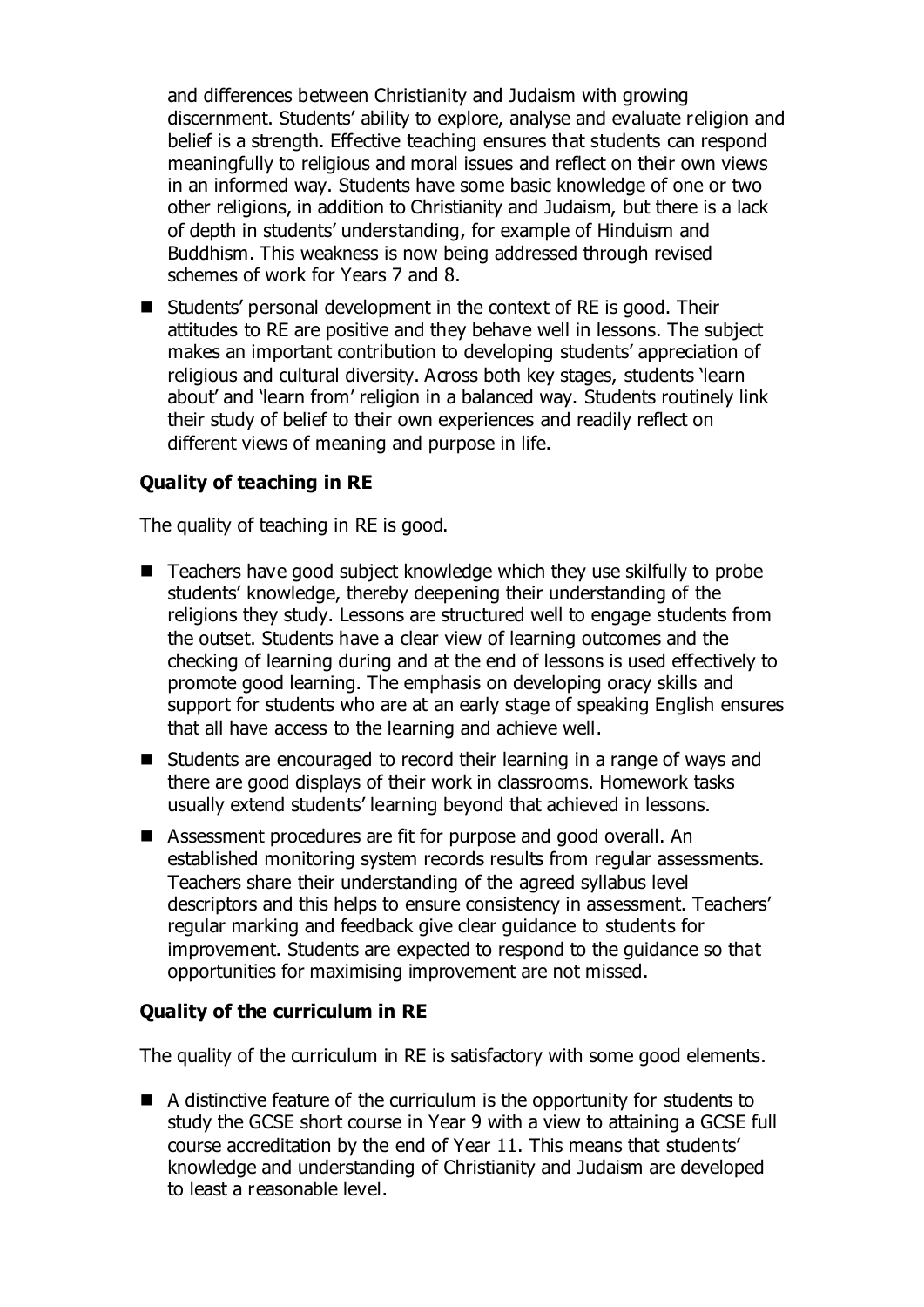and differences between Christianity and Judaism with growing discernment. Students' ability to explore, analyse and evaluate religion and belief is a strength. Effective teaching ensures that students can respond meaningfully to religious and moral issues and reflect on their own views in an informed way. Students have some basic knowledge of one or two other religions, in addition to Christianity and Judaism, but there is a lack of depth in students' understanding, for example of Hinduism and Buddhism. This weakness is now being addressed through revised schemes of work for Years 7 and 8.

- Students' personal development in the context of RE is good. Their attitudes to RE are positive and they behave well in lessons. The subject makes an important contribution to developing students' appreciation of religious and cultural diversity. Across both key stages, students 'learn about' and 'learn from' religion in a balanced way. Students routinely link their study of belief to their own experiences and readily reflect on different views of meaning and purpose in life.

### Quality of teaching in RE

The quality of teaching in RE is good.

- Teachers have good subject knowledge which they use skilfully to probe students' knowledge, thereby deepening their understanding of the religions they study. Lessons are structured well to engage students from the outset. Students have a clear view of learning outcomes and the checking of learning during and at the end of lessons is used effectively to promote good learning. The emphasis on developing oracy skills and support for students who are at an early stage of speaking English ensures that all have access to the learning and achieve well.
- Students are encouraged to record their learning in a range of ways and there are good displays of their work in classrooms. Homework tasks usually extend students' learning beyond that achieved in lessons.
- Assessment procedures are fit for purpose and good overall. An established monitoring system records results from regular assessments. Teachers share their understanding of the agreed syllabus level descriptors and this helps to ensure consistency in assessment. Teachers' regular marking and feedback give clear guidance to students for improvement. Students are expected to respond to the guidance so that opportunities for maximising improvement are not missed.

### Quality of the curriculum in RE

The quality of the curriculum in RE is satisfactory with some good elements.

- A distinctive feature of the curriculum is the opportunity for students to study the GCSE short course in Year 9 with a view to attaining a GCSE full course accreditation by the end of Year 11. This means that students' knowledge and understanding of Christianity and Judaism are developed to least a reasonable level.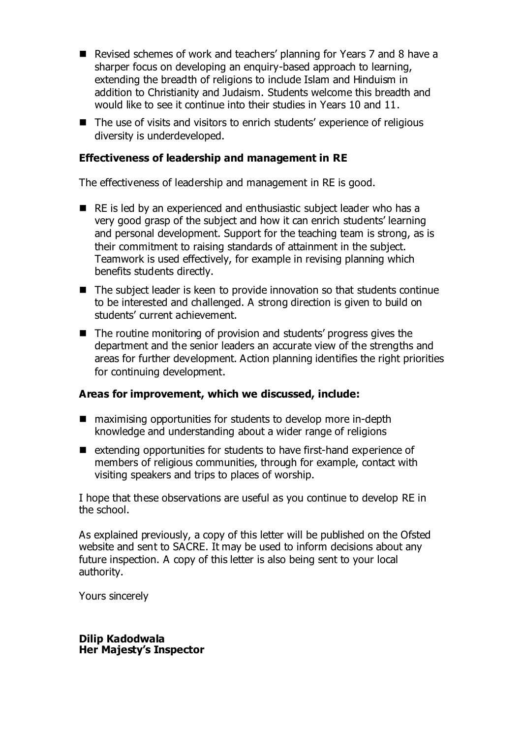- Revised schemes of work and teachers' planning for Years 7 and 8 have a sharper focus on developing an enquiry-based approach to learning, extending the breadth of religions to include Islam and Hinduism in addition to Christianity and Judaism. Students welcome this breadth and would like to see it continue into their studies in Years 10 and 11.
- The use of visits and visitors to enrich students' experience of religious diversity is underdeveloped.

**Effectiveness of leadership and management in RE**

The effectiveness of leadership and management in RE is good.

- RE is led by an experienced and enthusiastic subject leader who has a very good grasp of the subject and how it can enrich students' learning and personal development. Support for the teaching team is strong, as is their commitment to raising standards of attainment in the subject. Teamwork is used effectively, for example in revising planning which benefits students directly.
- The subject leader is keen to provide innovation so that students continue to be interested and challenged. A strong direction is given to build on students' current achievement.
- The routine monitoring of provision and students' progress gives the department and the senior leaders an accurate view of the strengths and areas for further development. Action planning identifies the right priorities for continuing development.

**Areas for improvement, which we discussed, include:**

- maximising opportunities for students to develop more in-depth knowledge and understanding about a wider range of religions
- extending opportunities for students to have first-hand experience of members of religious communities, through for example, contact with visiting speakers and trips to places of worship.

I hope that these observations are useful as you continue to develop RE in the school.

As explained previously, a copy of this letter will be published on the Ofsted website and sent to SACRE. It may be used to inform decisions about any future inspection. A copy of this letter is also being sent to your local authority.

Yours sincerely

**Dilip Kadodwala**
**Her Majesty's Inspector**